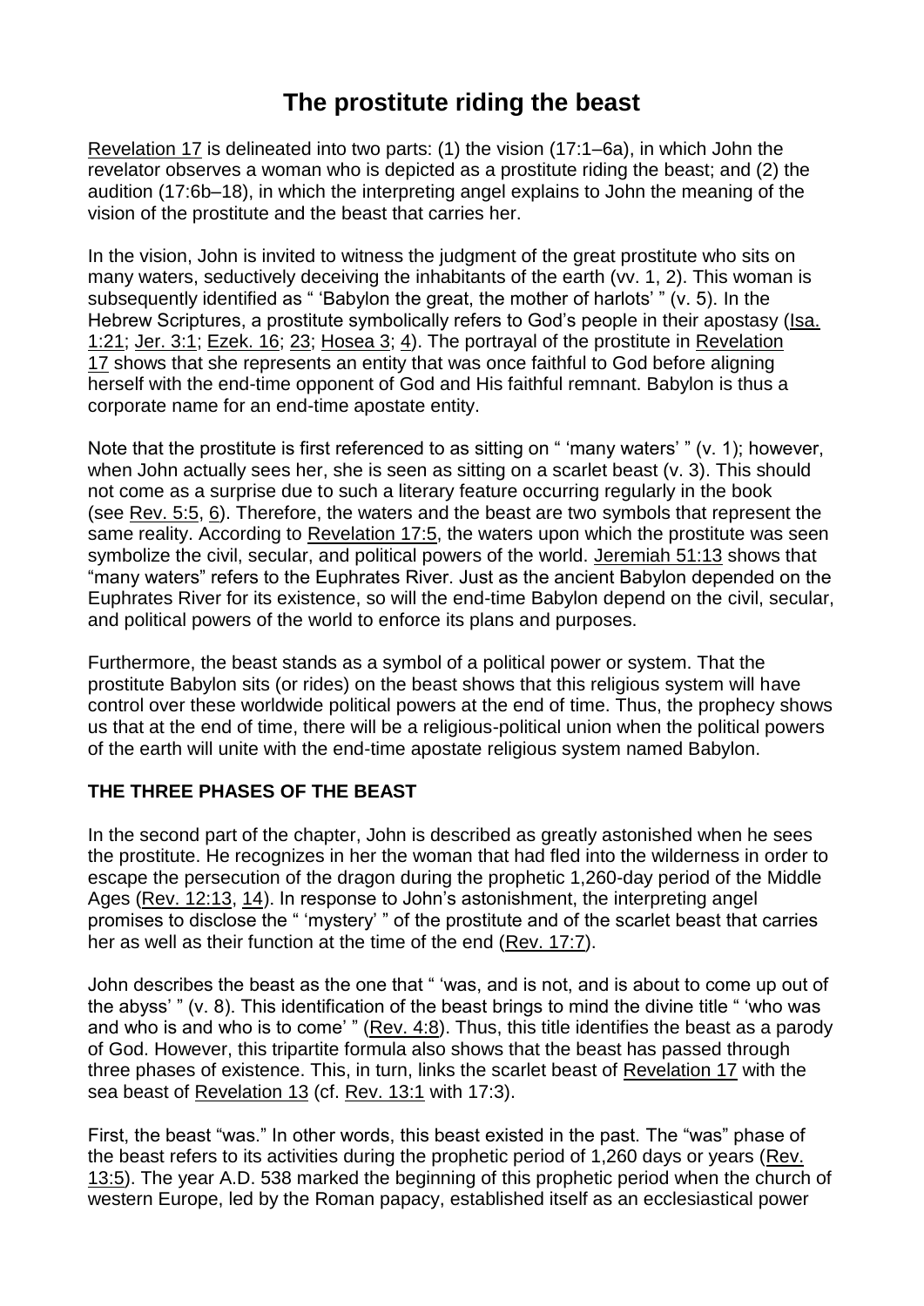# The prostitute riding the beast

Revelation 17 is delineated into two parts: (1) the vision (17:1–6a), in which John the revelator observes a woman who is depicted as a prostitute riding the beast; and (2) the audition (17:6b–18), in which the interpreting angel explains to John the meaning of the vision of the prostitute and the beast that carries her.

In the vision, John is invited to witness the judgment of the great prostitute who sits on many waters, seductively deceiving the inhabitants of the earth (vv. 1, 2). This woman is subsequently identified as " 'Babylon the great, the mother of harlots' " (v. 5). In the Hebrew Scriptures, a prostitute symbolically refers to God's people in their apostasy (Isa. 1:21; Jer. 3:1; Ezek. 16; 23; Hosea 3; 4). The portrayal of the prostitute in Revelation 17 shows that she represents an entity that was once faithful to God before aligning herself with the end-time opponent of God and His faithful remnant. Babylon is thus a corporate name for an end-time apostate entity.

Note that the prostitute is first referenced to as sitting on " 'many waters' " (v. 1); however, when John actually sees her, she is seen as sitting on a scarlet beast (v. 3). This should not come as a surprise due to such a literary feature occurring regularly in the book (see Rev. 5:5, 6). Therefore, the waters and the beast are two symbols that represent the same reality. According to Revelation 17:5, the waters upon which the prostitute was seen symbolize the civil, secular, and political powers of the world. Jeremiah 51:13 shows that "many waters" refers to the Euphrates River. Just as the ancient Babylon depended on the Euphrates River for its existence, so will the end-time Babylon depend on the civil, secular, and political powers of the world to enforce its plans and purposes.

Furthermore, the beast stands as a symbol of a political power or system. That the prostitute Babylon sits (or rides) on the beast shows that this religious system will have control over these worldwide political powers at the end of time. Thus, the prophecy shows us that at the end of time, there will be a religious-political union when the political powers of the earth will unite with the end-time apostate religious system named Babylon.

**THE THREE PHASES OF THE BEAST**

In the second part of the chapter, John is described as greatly astonished when he sees the prostitute. He recognizes in her the woman that had fled into the wilderness in order to escape the persecution of the dragon during the prophetic 1,260-day period of the Middle Ages (Rev. 12:13, 14). In response to John's astonishment, the interpreting angel promises to disclose the " 'mystery' " of the prostitute and of the scarlet beast that carries her as well as their function at the time of the end (Rev. 17:7).

John describes the beast as the one that " 'was, and is not, and is about to come up out of the abyss' " (v. 8). This identification of the beast brings to mind the divine title " 'who was and who is and who is to come' " (Rev. 4:8). Thus, this title identifies the beast as a parody of God. However, this tripartite formula also shows that the beast has passed through three phases of existence. This, in turn, links the scarlet beast of Revelation 17 with the sea beast of Revelation 13 (cf. Rev. 13:1 with 17:3).

First, the beast "was." In other words, this beast existed in the past. The "was" phase of the beast refers to its activities during the prophetic period of 1,260 days or years (Rev. 13:5). The year A.D. 538 marked the beginning of this prophetic period when the church of western Europe, led by the Roman papacy, established itself as an ecclesiastical power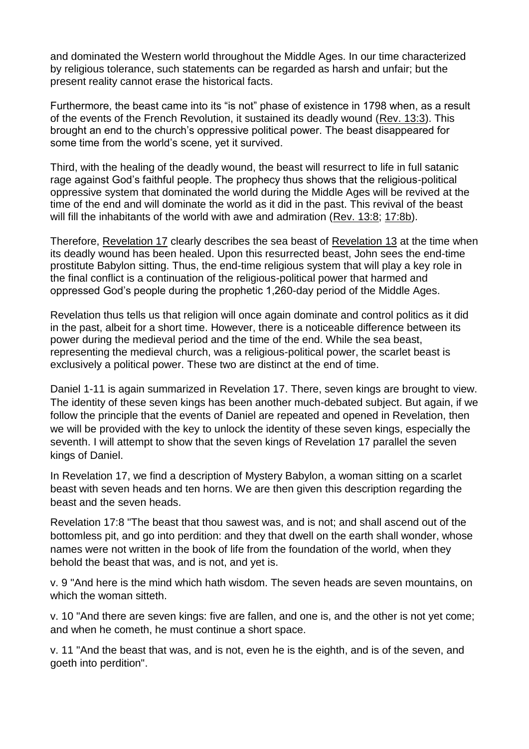and dominated the Western world throughout the Middle Ages. In our time characterized by religious tolerance, such statements can be regarded as harsh and unfair; but the present reality cannot erase the historical facts.

Furthermore, the beast came into its "is not" phase of existence in 1798 when, as a result of the events of the French Revolution, it sustained its deadly wound (Rev. 13:3). This brought an end to the church's oppressive political power. The beast disappeared for some time from the world's scene, yet it survived.

Third, with the healing of the deadly wound, the beast will resurrect to life in full satanic rage against God's faithful people. The prophecy thus shows that the religious-political oppressive system that dominated the world during the Middle Ages will be revived at the time of the end and will dominate the world as it did in the past. This revival of the beast will fill the inhabitants of the world with awe and admiration (Rev. 13:8; 17:8b).

Therefore, Revelation 17 clearly describes the sea beast of Revelation 13 at the time when its deadly wound has been healed. Upon this resurrected beast, John sees the end-time prostitute Babylon sitting. Thus, the end-time religious system that will play a key role in the final conflict is a continuation of the religious-political power that harmed and oppressed God's people during the prophetic 1,260-day period of the Middle Ages.

Revelation thus tells us that religion will once again dominate and control politics as it did in the past, albeit for a short time. However, there is a noticeable difference between its power during the medieval period and the time of the end. While the sea beast, representing the medieval church, was a religious-political power, the scarlet beast is exclusively a political power. These two are distinct at the end of time.

Daniel 1-11 is again summarized in Revelation 17. There, seven kings are brought to view. The identity of these seven kings has been another much-debated subject. But again, if we follow the principle that the events of Daniel are repeated and opened in Revelation, then we will be provided with the key to unlock the identity of these seven kings, especially the seventh. I will attempt to show that the seven kings of Revelation 17 parallel the seven kings of Daniel.

In Revelation 17, we find a description of Mystery Babylon, a woman sitting on a scarlet beast with seven heads and ten horns. We are then given this description regarding the beast and the seven heads.

Revelation 17:8 "The beast that thou sawest was, and is not; and shall ascend out of the bottomless pit, and go into perdition: and they that dwell on the earth shall wonder, whose names were not written in the book of life from the foundation of the world, when they behold the beast that was, and is not, and yet is.

v. 9 "And here is the mind which hath wisdom. The seven heads are seven mountains, on which the woman sitteth.

v. 10 "And there are seven kings: five are fallen, and one is, and the other is not yet come; and when he cometh, he must continue a short space.

v. 11 "And the beast that was, and is not, even he is the eighth, and is of the seven, and goeth into perdition".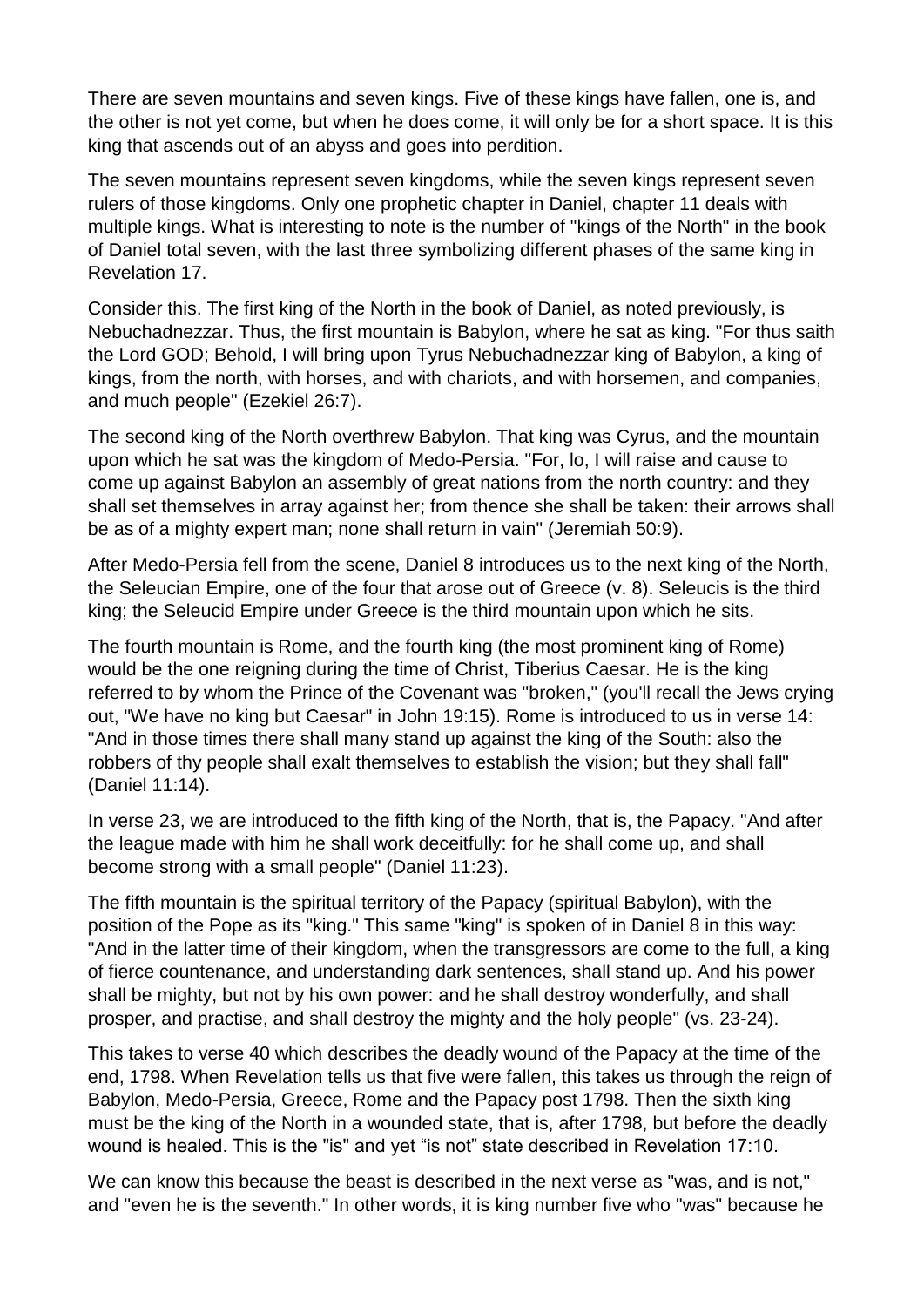There are seven mountains and seven kings. Five of these kings have fallen, one is, and the other is not yet come, but when he does come, it will only be for a short space. It is this king that ascends out of an abyss and goes into perdition.

The seven mountains represent seven kingdoms, while the seven kings represent seven rulers of those kingdoms. Only one prophetic chapter in Daniel, chapter 11 deals with multiple kings. What is interesting to note is the number of "kings of the North" in the book of Daniel total seven, with the last three symbolizing different phases of the same king in Revelation 17.

Consider this. The first king of the North in the book of Daniel, as noted previously, is Nebuchadnezzar. Thus, the first mountain is Babylon, where he sat as king. "For thus saith the Lord GOD; Behold, I will bring upon Tyrus Nebuchadnezzar king of Babylon, a king of kings, from the north, with horses, and with chariots, and with horsemen, and companies, and much people" (Ezekiel 26:7).

The second king of the North overthrew Babylon. That king was Cyrus, and the mountain upon which he sat was the kingdom of Medo-Persia. "For, lo, I will raise and cause to come up against Babylon an assembly of great nations from the north country: and they shall set themselves in array against her; from thence she shall be taken: their arrows shall be as of a mighty expert man; none shall return in vain" (Jeremiah 50:9).

After Medo-Persia fell from the scene, Daniel 8 introduces us to the next king of the North, the Seleucian Empire, one of the four that arose out of Greece (v. 8). Seleucis is the third king; the Seleucid Empire under Greece is the third mountain upon which he sits.

The fourth mountain is Rome, and the fourth king (the most prominent king of Rome) would be the one reigning during the time of Christ, Tiberius Caesar. He is the king referred to by whom the Prince of the Covenant was "broken," (you'll recall the Jews crying out, "We have no king but Caesar" in John 19:15). Rome is introduced to us in verse 14: "And in those times there shall many stand up against the king of the South: also the robbers of thy people shall exalt themselves to establish the vision; but they shall fall" (Daniel 11:14).

In verse 23, we are introduced to the fifth king of the North, that is, the Papacy. "And after the league made with him he shall work deceitfully: for he shall come up, and shall become strong with a small people" (Daniel 11:23).

The fifth mountain is the spiritual territory of the Papacy (spiritual Babylon), with the position of the Pope as its "king." This same "king" is spoken of in Daniel 8 in this way: "And in the latter time of their kingdom, when the transgressors are come to the full, a king of fierce countenance, and understanding dark sentences, shall stand up. And his power shall be mighty, but not by his own power: and he shall destroy wonderfully, and shall prosper, and practise, and shall destroy the mighty and the holy people" (vs. 23-24).

This takes to verse 40 which describes the deadly wound of the Papacy at the time of the end, 1798. When Revelation tells us that five were fallen, this takes us through the reign of Babylon, Medo-Persia, Greece, Rome and the Papacy post 1798. Then the sixth king must be the king of the North in a wounded state, that is, after 1798, but before the deadly wound is healed. This is the "is" and yet "is not" state described in Revelation 17:10.

We can know this because the beast is described in the next verse as "was, and is not," and "even he is the seventh." In other words, it is king number five who "was" because he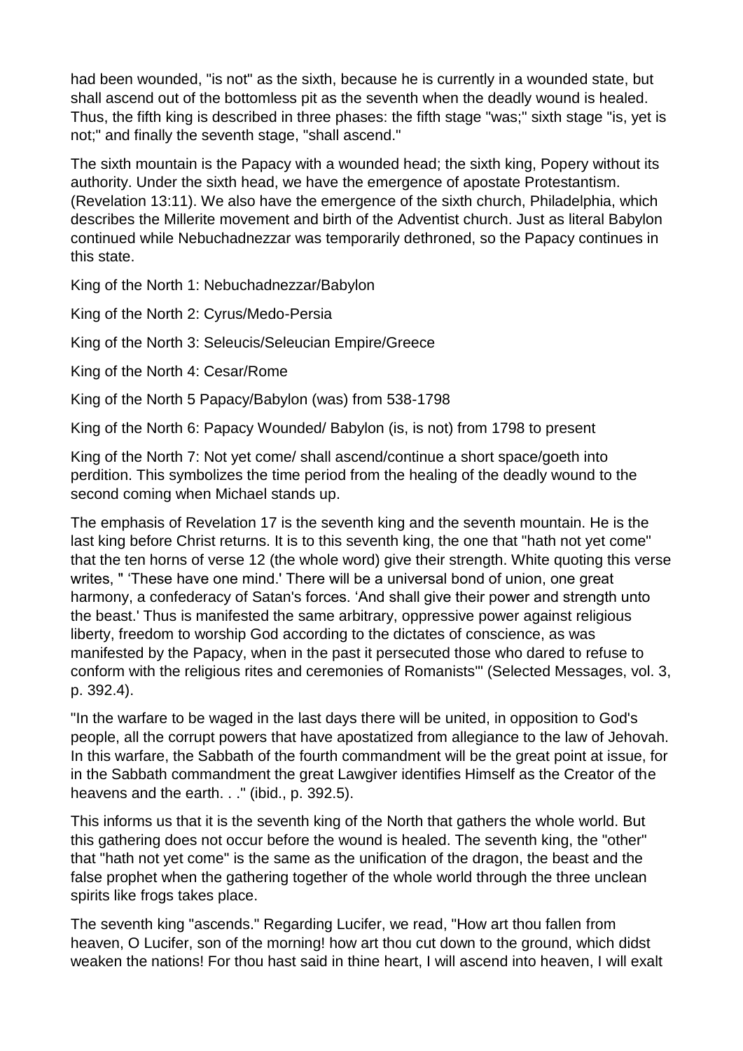had been wounded, "is not" as the sixth, because he is currently in a wounded state, but shall ascend out of the bottomless pit as the seventh when the deadly wound is healed. Thus, the fifth king is described in three phases: the fifth stage "was;" sixth stage "is, yet is not;" and finally the seventh stage, "shall ascend."

The sixth mountain is the Papacy with a wounded head; the sixth king, Popery without its authority. Under the sixth head, we have the emergence of apostate Protestantism. (Revelation 13:11). We also have the emergence of the sixth church, Philadelphia, which describes the Millerite movement and birth of the Adventist church. Just as literal Babylon continued while Nebuchadnezzar was temporarily dethroned, so the Papacy continues in this state.

King of the North 1: Nebuchadnezzar/Babylon

King of the North 2: Cyrus/Medo-Persia

King of the North 3: Seleucis/Seleucian Empire/Greece

King of the North 4: Cesar/Rome

King of the North 5 Papacy/Babylon (was) from 538-1798

King of the North 6: Papacy Wounded/ Babylon (is, is not) from 1798 to present

King of the North 7: Not yet come/ shall ascend/continue a short space/goeth into perdition. This symbolizes the time period from the healing of the deadly wound to the second coming when Michael stands up.

The emphasis of Revelation 17 is the seventh king and the seventh mountain. He is the last king before Christ returns. It is to this seventh king, the one that "hath not yet come" that the ten horns of verse 12 (the whole word) give their strength. White quoting this verse writes, " 'These have one mind.' There will be a universal bond of union, one great harmony, a confederacy of Satan's forces. 'And shall give their power and strength unto the beast.' Thus is manifested the same arbitrary, oppressive power against religious liberty, freedom to worship God according to the dictates of conscience, as was manifested by the Papacy, when in the past it persecuted those who dared to refuse to conform with the religious rites and ceremonies of Romanists'" (Selected Messages, vol. 3, p. 392.4).

"In the warfare to be waged in the last days there will be united, in opposition to God's people, all the corrupt powers that have apostatized from allegiance to the law of Jehovah. In this warfare, the Sabbath of the fourth commandment will be the great point at issue, for in the Sabbath commandment the great Lawgiver identifies Himself as the Creator of the heavens and the earth. . ." (ibid., p. 392.5).

This informs us that it is the seventh king of the North that gathers the whole world. But this gathering does not occur before the wound is healed. The seventh king, the "other" that "hath not yet come" is the same as the unification of the dragon, the beast and the false prophet when the gathering together of the whole world through the three unclean spirits like frogs takes place.

The seventh king "ascends." Regarding Lucifer, we read, "How art thou fallen from heaven, O Lucifer, son of the morning! how art thou cut down to the ground, which didst weaken the nations! For thou hast said in thine heart, I will ascend into heaven, I will exalt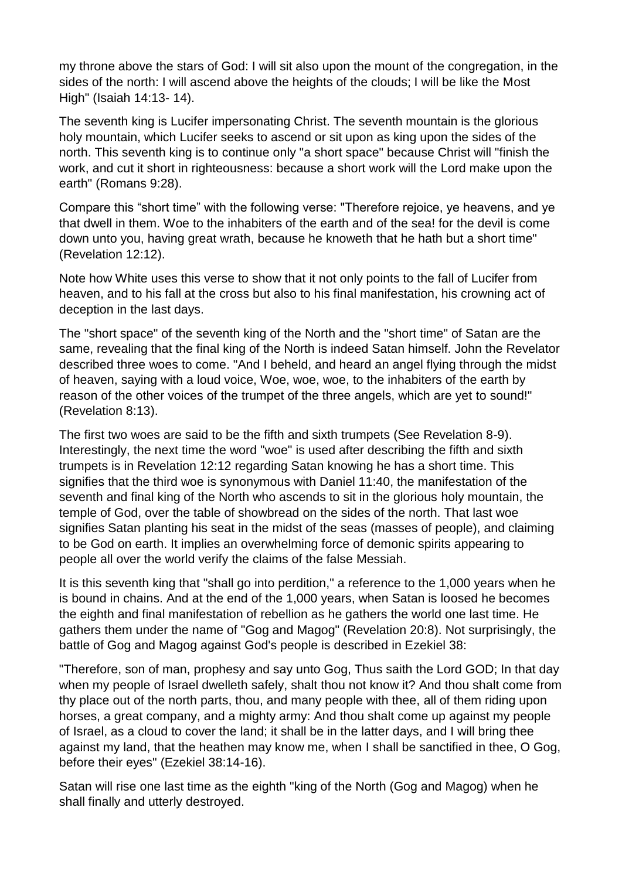my throne above the stars of God: I will sit also upon the mount of the congregation, in the sides of the north: I will ascend above the heights of the clouds; I will be like the Most High" (Isaiah 14:13- 14).

The seventh king is Lucifer impersonating Christ. The seventh mountain is the glorious holy mountain, which Lucifer seeks to ascend or sit upon as king upon the sides of the north. This seventh king is to continue only "a short space" because Christ will "finish the work, and cut it short in righteousness: because a short work will the Lord make upon the earth" (Romans 9:28).

Compare this "short time" with the following verse: "Therefore rejoice, ye heavens, and ye that dwell in them. Woe to the inhabiters of the earth and of the sea! for the devil is come down unto you, having great wrath, because he knoweth that he hath but a short time" (Revelation 12:12).

Note how White uses this verse to show that it not only points to the fall of Lucifer from heaven, and to his fall at the cross but also to his final manifestation, his crowning act of deception in the last days.

The "short space" of the seventh king of the North and the "short time" of Satan are the same, revealing that the final king of the North is indeed Satan himself. John the Revelator described three woes to come. "And I beheld, and heard an angel flying through the midst of heaven, saying with a loud voice, Woe, woe, woe, to the inhabiters of the earth by reason of the other voices of the trumpet of the three angels, which are yet to sound!" (Revelation 8:13).

The first two woes are said to be the fifth and sixth trumpets (See Revelation 8-9). Interestingly, the next time the word "woe" is used after describing the fifth and sixth trumpets is in Revelation 12:12 regarding Satan knowing he has a short time. This signifies that the third woe is synonymous with Daniel 11:40, the manifestation of the seventh and final king of the North who ascends to sit in the glorious holy mountain, the temple of God, over the table of showbread on the sides of the north. That last woe signifies Satan planting his seat in the midst of the seas (masses of people), and claiming to be God on earth. It implies an overwhelming force of demonic spirits appearing to people all over the world verify the claims of the false Messiah.

It is this seventh king that "shall go into perdition," a reference to the 1,000 years when he is bound in chains. And at the end of the 1,000 years, when Satan is loosed he becomes the eighth and final manifestation of rebellion as he gathers the world one last time. He gathers them under the name of "Gog and Magog" (Revelation 20:8). Not surprisingly, the battle of Gog and Magog against God's people is described in Ezekiel 38:

"Therefore, son of man, prophesy and say unto Gog, Thus saith the Lord GOD; In that day when my people of Israel dwelleth safely, shalt thou not know it? And thou shalt come from thy place out of the north parts, thou, and many people with thee, all of them riding upon horses, a great company, and a mighty army: And thou shalt come up against my people of Israel, as a cloud to cover the land; it shall be in the latter days, and I will bring thee against my land, that the heathen may know me, when I shall be sanctified in thee, O Gog, before their eyes" (Ezekiel 38:14-16).

Satan will rise one last time as the eighth "king of the North (Gog and Magog) when he shall finally and utterly destroyed.